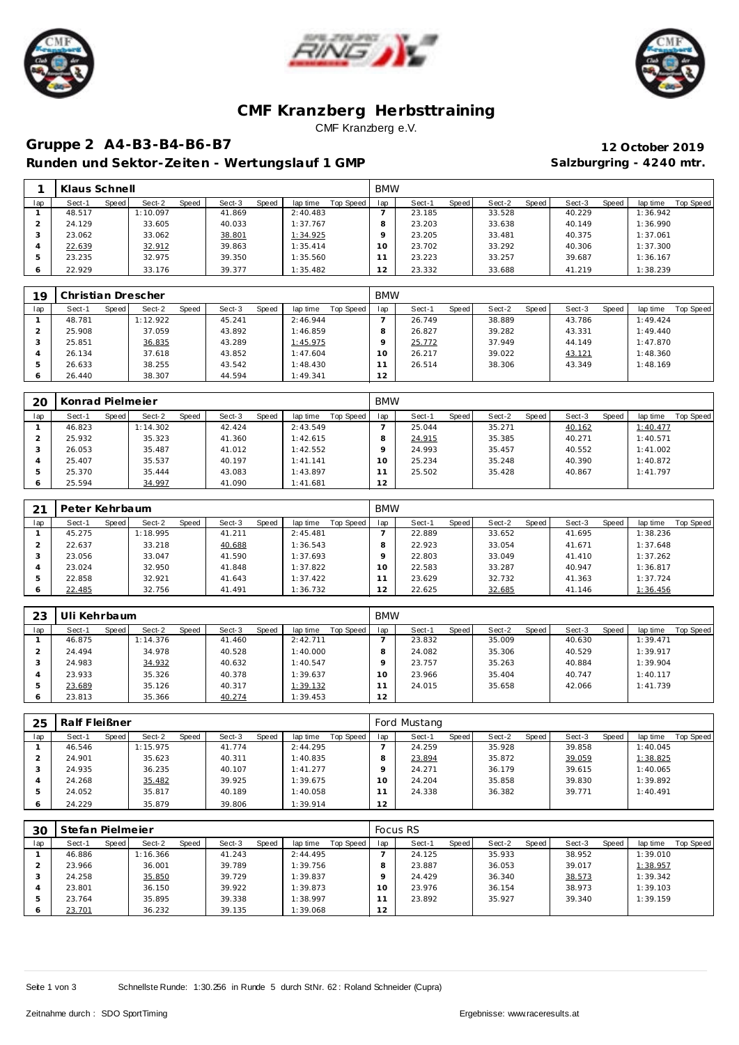# CMF Kranzberg Herbsttraining

CMF Kranzberg e.V.

## Gruppe 2 A4-B3-B4-B6-B7

**12 October 2019**

**Runden und Sektor-Zeiten - Wertungslauf 1 GMP**

**Salzburgring - 4240 mtr.**

| 1 | Klaus Schnell | | | | | | | | BMW | | | | | | | | |
|---|---|---|---|---|---|---|---|---|---|---|---|---|---|---|---|---|---|
| lap | Sect-1 | Speed | Sect-2 | Speed | Sect-3 | Speed | lap time | Top Speed | lap | Sect-1 | Speed | Sect-2 | Speed | Sect-3 | Speed | lap time | Top Speed |
| 1 | 48.517 | | 1:10.097 | | 41.869 | | 2:40.483 | | 7 | 23.185 | | 33.528 | | 40.229 | | 1:36.942 | |
| 2 | 24.129 | | 33.605 | | 40.033 | | 1:37.767 | | 8 | 23.203 | | 33.638 | | 40.149 | | 1:36.990 | |
| 3 | 23.062 | | 33.062 | | 38.801 | | 1:34.925 | | 9 | 23.205 | | 33.481 | | 40.375 | | 1:37.061 | |
| 4 | 22.639 | | 32.912 | | 39.863 | | 1:35.414 | | 10 | 23.702 | | 33.292 | | 40.306 | | 1:37.300 | |
| 5 | 23.235 | | 32.975 | | 39.350 | | 1:35.560 | | 11 | 23.223 | | 33.257 | | 39.687 | | 1:36.167 | |
| 6 | 22.929 | | 33.176 | | 39.377 | | 1:35.482 | | 12 | 23.332 | | 33.688 | | 41.219 | | 1:38.239 | |

| 19 | Christian Drescher | | | | | | | | BMW | | | | | | | | |
|---|---|---|---|---|---|---|---|---|---|---|---|---|---|---|---|---|---|
| lap | Sect-1 | Speed | Sect-2 | Speed | Sect-3 | Speed | lap time | Top Speed | lap | Sect-1 | Speed | Sect-2 | Speed | Sect-3 | Speed | lap time | Top Speed |
| 1 | 48.781 | | 1:12.922 | | 45.241 | | 2:46.944 | | 7 | 26.749 | | 38.889 | | 43.786 | | 1:49.424 | |
| 2 | 25.908 | | 37.059 | | 43.892 | | 1:46.859 | | 8 | 26.827 | | 39.282 | | 43.331 | | 1:49.440 | |
| 3 | 25.851 | | 36.835 | | 43.289 | | 1:45.975 | | 9 | 25.772 | | 37.949 | | 44.149 | | 1:47.870 | |
| 4 | 26.134 | | 37.618 | | 43.852 | | 1:47.604 | | 10 | 26.217 | | 39.022 | | 43.121 | | 1:48.360 | |
| 5 | 26.633 | | 38.255 | | 43.542 | | 1:48.430 | | 11 | 26.514 | | 38.306 | | 43.349 | | 1:48.169 | |
| 6 | 26.440 | | 38.307 | | 44.594 | | 1:49.341 | | 12 | | | | | | | | |

| 20 | Konrad Pielmeier | | | | | | | | BMW | | | | | | | | |
|---|---|---|---|---|---|---|---|---|---|---|---|---|---|---|---|---|---|
| lap | Sect-1 | Speed | Sect-2 | Speed | Sect-3 | Speed | lap time | Top Speed | lap | Sect-1 | Speed | Sect-2 | Speed | Sect-3 | Speed | lap time | Top Speed |
| 1 | 46.823 | | 1:14.302 | | 42.424 | | 2:43.549 | | 7 | 25.044 | | 35.271 | | 40.162 | | 1:40.477 | |
| 2 | 25.932 | | 35.323 | | 41.360 | | 1:42.615 | | 8 | 24.915 | | 35.385 | | 40.271 | | 1:40.571 | |
| 3 | 26.053 | | 35.487 | | 41.012 | | 1:42.552 | | 9 | 24.993 | | 35.457 | | 40.552 | | 1:41.002 | |
| 4 | 25.407 | | 35.537 | | 40.197 | | 1:41.141 | | 10 | 25.234 | | 35.248 | | 40.390 | | 1:40.872 | |
| 5 | 25.370 | | 35.444 | | 43.083 | | 1:43.897 | | 11 | 25.502 | | 35.428 | | 40.867 | | 1:41.797 | |
| 6 | 25.594 | | 34.997 | | 41.090 | | 1:41.681 | | 12 | | | | | | | | |

| 21 | Peter Kehrbaum | | | | | | | | BMW | | | | | | | | |
|---|---|---|---|---|---|---|---|---|---|---|---|---|---|---|---|---|---|
| lap | Sect-1 | Speed | Sect-2 | Speed | Sect-3 | Speed | lap time | Top Speed | lap | Sect-1 | Speed | Sect-2 | Speed | Sect-3 | Speed | lap time | Top Speed |
| 1 | 45.275 | | 1:18.995 | | 41.211 | | 2:45.481 | | 7 | 22.889 | | 33.652 | | 41.695 | | 1:38.236 | |
| 2 | 22.637 | | 33.218 | | 40.688 | | 1:36.543 | | 8 | 22.923 | | 33.054 | | 41.671 | | 1:37.648 | |
| 3 | 23.056 | | 33.047 | | 41.590 | | 1:37.693 | | 9 | 22.803 | | 33.049 | | 41.410 | | 1:37.262 | |
| 4 | 23.024 | | 32.950 | | 41.848 | | 1:37.822 | | 10 | 22.583 | | 33.287 | | 40.947 | | 1:36.817 | |
| 5 | 22.858 | | 32.921 | | 41.643 | | 1:37.422 | | 11 | 23.629 | | 32.732 | | 41.363 | | 1:37.724 | |
| 6 | 22.485 | | 32.756 | | 41.491 | | 1:36.732 | | 12 | 22.625 | | 32.685 | | 41.146 | | 1:36.456 | |

| 23 | Uli Kehrbaum | | | | | | | | BMW | | | | | | | | |
|---|---|---|---|---|---|---|---|---|---|---|---|---|---|---|---|---|---|
| lap | Sect-1 | Speed | Sect-2 | Speed | Sect-3 | Speed | lap time | Top Speed | lap | Sect-1 | Speed | Sect-2 | Speed | Sect-3 | Speed | lap time | Top Speed |
| 1 | 46.875 | | 1:14.376 | | 41.460 | | 2:42.711 | | 7 | 23.832 | | 35.009 | | 40.630 | | 1:39.471 | |
| 2 | 24.494 | | 34.978 | | 40.528 | | 1:40.000 | | 8 | 24.082 | | 35.306 | | 40.529 | | 1:39.917 | |
| 3 | 24.983 | | 34.932 | | 40.632 | | 1:40.547 | | 9 | 23.757 | | 35.263 | | 40.884 | | 1:39.904 | |
| 4 | 23.933 | | 35.326 | | 40.378 | | 1:39.637 | | 10 | 23.966 | | 35.404 | | 40.747 | | 1:40.117 | |
| 5 | 23.689 | | 35.126 | | 40.317 | | 1:39.132 | | 11 | 24.015 | | 35.658 | | 42.066 | | 1:41.739 | |
| 6 | 23.813 | | 35.366 | | 40.274 | | 1:39.453 | | 12 | | | | | | | | |

| 25 | Ralf Fleißner | | | | | | | | Ford Mustang | | | | | | | | |
|---|---|---|---|---|---|---|---|---|---|---|---|---|---|---|---|---|---|
| lap | Sect-1 | Speed | Sect-2 | Speed | Sect-3 | Speed | lap time | Top Speed | lap | Sect-1 | Speed | Sect-2 | Speed | Sect-3 | Speed | lap time | Top Speed |
| 1 | 46.546 | | 1:15.975 | | 41.774 | | 2:44.295 | | 7 | 24.259 | | 35.928 | | 39.858 | | 1:40.045 | |
| 2 | 24.901 | | 35.623 | | 40.311 | | 1:40.835 | | 8 | 23.894 | | 35.872 | | 39.059 | | 1:38.825 | |
| 3 | 24.935 | | 36.235 | | 40.107 | | 1:41.277 | | 9 | 24.271 | | 36.179 | | 39.615 | | 1:40.065 | |
| 4 | 24.268 | | 35.482 | | 39.925 | | 1:39.675 | | 10 | 24.204 | | 35.858 | | 39.830 | | 1:39.892 | |
| 5 | 24.052 | | 35.817 | | 40.189 | | 1:40.058 | | 11 | 24.338 | | 36.382 | | 39.771 | | 1:40.491 | |
| 6 | 24.229 | | 35.879 | | 39.806 | | 1:39.914 | | 12 | | | | | | | | |

| 30 | Stefan Pielmeier | | | | | | | | Focus RS | | | | | | | | |
|---|---|---|---|---|---|---|---|---|---|---|---|---|---|---|---|---|---|
| lap | Sect-1 | Speed | Sect-2 | Speed | Sect-3 | Speed | lap time | Top Speed | lap | Sect-1 | Speed | Sect-2 | Speed | Sect-3 | Speed | lap time | Top Speed |
| 1 | 46.886 | | 1:16.366 | | 41.243 | | 2:44.495 | | 7 | 24.125 | | 35.933 | | 38.952 | | 1:39.010 | |
| 2 | 23.966 | | 36.001 | | 39.789 | | 1:39.756 | | 8 | 23.887 | | 36.053 | | 39.017 | | 1:38.957 | |
| 3 | 24.258 | | 35.850 | | 39.729 | | 1:39.837 | | 9 | 24.429 | | 36.340 | | 38.573 | | 1:39.342 | |
| 4 | 23.801 | | 36.150 | | 39.922 | | 1:39.873 | | 10 | 23.976 | | 36.154 | | 38.973 | | 1:39.103 | |
| 5 | 23.764 | | 35.895 | | 39.338 | | 1:38.997 | | 11 | 23.892 | | 35.927 | | 39.340 | | 1:39.159 | |
| 6 | 23.701 | | 36.232 | | 39.135 | | 1:39.068 | | 12 | | | | | | | | |

Schnellste Runde: 1:30.256 in Runde 5 durch StNr. 62 : Roland Schneider (Cupra)

Zeitnahme durch : SDO SportTiming

Ergebnisse: www.raceresults.at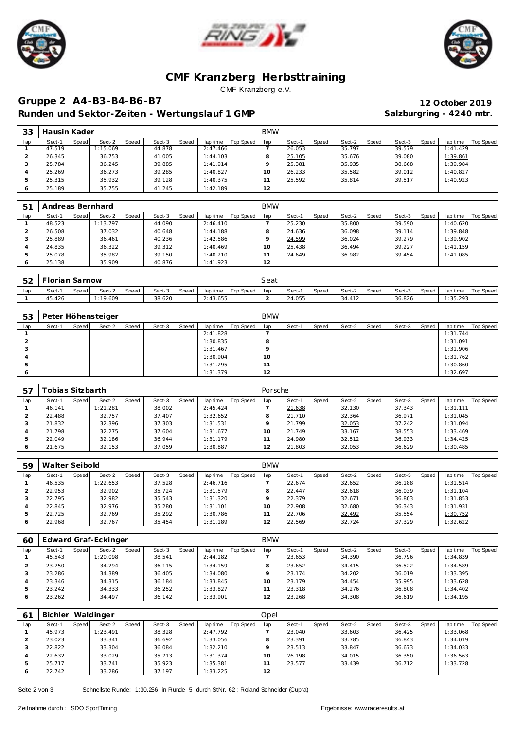# CMF Kranzberg Herbsttraining

CMF Kranzberg e.V.

## Gruppe 2 A4-B3-B4-B6-B7

**12 October 2019**

### Runden und Sektor-Zeiten - Wertungslauf 1 GMP

**Salzburgring - 4240 mtr.**

| 33 | Hausin Kader | | | | | | | | BMW | | | | | | | | |
|---|---|---|---|---|---|---|---|---|---|---|---|---|---|---|---|---|---|
| lap | Sect-1 | Speed | Sect-2 | Speed | Sect-3 | Speed | lap time | Top Speed | lap | Sect-1 | Speed | Sect-2 | Speed | Sect-3 | Speed | lap time | Top Speed |
| 1 | 47.519 | | 1:15.069 | | 44.878 | | 2:47.466 | | 7 | 26.053 | | 35.797 | | 39.579 | | 1:41.429 | |
| 2 | 26.345 | | 36.753 | | 41.005 | | 1:44.103 | | 8 | 25.105 | | 35.676 | | 39.080 | | 1:39.861 | |
| 3 | 25.784 | | 36.245 | | 39.885 | | 1:41.914 | | 9 | 25.381 | | 35.935 | | 38.668 | | 1:39.984 | |
| 4 | 25.269 | | 36.273 | | 39.285 | | 1:40.827 | | 10 | 26.233 | | 35.582 | | 39.012 | | 1:40.827 | |
| 5 | 25.315 | | 35.932 | | 39.128 | | 1:40.375 | | 11 | 25.592 | | 35.814 | | 39.517 | | 1:40.923 | |
| 6 | 25.189 | | 35.755 | | 41.245 | | 1:42.189 | | 12 | | | | | | | | |

| 51 | Andreas Bernhard | | | | | | | | BMW | | | | | | | | |
|---|---|---|---|---|---|---|---|---|---|---|---|---|---|---|---|---|---|
| lap | Sect-1 | Speed | Sect-2 | Speed | Sect-3 | Speed | lap time | Top Speed | lap | Sect-1 | Speed | Sect-2 | Speed | Sect-3 | Speed | lap time | Top Speed |
| 1 | 48.523 | | 1:13.797 | | 44.090 | | 2:46.410 | | 7 | 25.230 | | 35.800 | | 39.590 | | 1:40.620 | |
| 2 | 26.508 | | 37.032 | | 40.648 | | 1:44.188 | | 8 | 24.636 | | 36.098 | | 39.114 | | 1:39.848 | |
| 3 | 25.889 | | 36.461 | | 40.236 | | 1:42.586 | | 9 | 24.599 | | 36.024 | | 39.279 | | 1:39.902 | |
| 4 | 24.835 | | 36.322 | | 39.312 | | 1:40.469 | | 10 | 25.438 | | 36.494 | | 39.227 | | 1:41.159 | |
| 5 | 25.078 | | 35.982 | | 39.150 | | 1:40.210 | | 11 | 24.649 | | 36.982 | | 39.454 | | 1:41.085 | |
| 6 | 25.138 | | 35.909 | | 40.876 | | 1:41.923 | | 12 | | | | | | | | |

| 52 | Florian Sarnow | | | | | | | | Seat | | | | | | | | |
|---|---|---|---|---|---|---|---|---|---|---|---|---|---|---|---|---|---|
| lap | Sect-1 | Speed | Sect-2 | Speed | Sect-3 | Speed | lap time | Top Speed | lap | Sect-1 | Speed | Sect-2 | Speed | Sect-3 | Speed | lap time | Top Speed |
| 1 | 45.426 | | 1:19.609 | | 38.620 | | 2:43.655 | | 2 | 24.055 | | 34.412 | | 36.826 | | 1:35.293 | |

| 53 | Peter Höhensteiger | | | | | | | | BMW | | | | | | | | |
|---|---|---|---|---|---|---|---|---|---|---|---|---|---|---|---|---|---|
| lap | Sect-1 | Speed | Sect-2 | Speed | Sect-3 | Speed | lap time | Top Speed | lap | Sect-1 | Speed | Sect-2 | Speed | Sect-3 | Speed | lap time | Top Speed |
| 1 | | | | | | | 2:41.828 | | 7 | | | | | | | 1:31.744 | |
| 2 | | | | | | | 1:30.835 | | 8 | | | | | | | 1:31.091 | |
| 3 | | | | | | | 1:31.467 | | 9 | | | | | | | 1:31.906 | |
| 4 | | | | | | | 1:30.904 | | 10 | | | | | | | 1:31.762 | |
| 5 | | | | | | | 1:31.295 | | 11 | | | | | | | 1:30.860 | |
| 6 | | | | | | | 1:31.379 | | 12 | | | | | | | 1:32.697 | |

| 57 | Tobias Sitzbarth | | | | | | | | Porsche | | | | | | | | |
|---|---|---|---|---|---|---|---|---|---|---|---|---|---|---|---|---|---|
| lap | Sect-1 | Speed | Sect-2 | Speed | Sect-3 | Speed | lap time | Top Speed | lap | Sect-1 | Speed | Sect-2 | Speed | Sect-3 | Speed | lap time | Top Speed |
| 1 | 46.141 | | 1:21.281 | | 38.002 | | 2:45.424 | | 7 | 21.638 | | 32.130 | | 37.343 | | 1:31.111 | |
| 2 | 22.488 | | 32.757 | | 37.407 | | 1:32.652 | | 8 | 21.710 | | 32.364 | | 36.971 | | 1:31.045 | |
| 3 | 21.832 | | 32.396 | | 37.303 | | 1:31.531 | | 9 | 21.799 | | 32.053 | | 37.242 | | 1:31.094 | |
| 4 | 21.798 | | 32.275 | | 37.604 | | 1:31.677 | | 10 | 21.749 | | 33.167 | | 38.553 | | 1:33.469 | |
| 5 | 22.049 | | 32.186 | | 36.944 | | 1:31.179 | | 11 | 24.980 | | 32.512 | | 36.933 | | 1:34.425 | |
| 6 | 21.675 | | 32.153 | | 37.059 | | 1:30.887 | | 12 | 21.803 | | 32.053 | | 36.629 | | 1:30.485 | |

| 59 | Walter Seibold | | | | | | | | BMW | | | | | | | | |
|---|---|---|---|---|---|---|---|---|---|---|---|---|---|---|---|---|---|
| lap | Sect-1 | Speed | Sect-2 | Speed | Sect-3 | Speed | lap time | Top Speed | lap | Sect-1 | Speed | Sect-2 | Speed | Sect-3 | Speed | lap time | Top Speed |
| 1 | 46.535 | | 1:22.653 | | 37.528 | | 2:46.716 | | 7 | 22.674 | | 32.652 | | 36.188 | | 1:31.514 | |
| 2 | 22.953 | | 32.902 | | 35.724 | | 1:31.579 | | 8 | 22.447 | | 32.618 | | 36.039 | | 1:31.104 | |
| 3 | 22.795 | | 32.982 | | 35.543 | | 1:31.320 | | 9 | 22.379 | | 32.671 | | 36.803 | | 1:31.853 | |
| 4 | 22.845 | | 32.976 | | 35.280 | | 1:31.101 | | 10 | 22.908 | | 32.680 | | 36.343 | | 1:31.931 | |
| 5 | 22.725 | | 32.769 | | 35.292 | | 1:30.786 | | 11 | 22.706 | | 32.492 | | 35.554 | | 1:30.752 | |
| 6 | 22.968 | | 32.767 | | 35.454 | | 1:31.189 | | 12 | 22.569 | | 32.724 | | 37.329 | | 1:32.622 | |

| 60 | Edward Graf-Eckinger | | | | | | | | BMW | | | | | | | | |
|---|---|---|---|---|---|---|---|---|---|---|---|---|---|---|---|---|---|
| lap | Sect-1 | Speed | Sect-2 | Speed | Sect-3 | Speed | lap time | Top Speed | lap | Sect-1 | Speed | Sect-2 | Speed | Sect-3 | Speed | lap time | Top Speed |
| 1 | 45.543 | | 1:20.098 | | 38.541 | | 2:44.182 | | 7 | 23.653 | | 34.390 | | 36.796 | | 1:34.839 | |
| 2 | 23.750 | | 34.294 | | 36.115 | | 1:34.159 | | 8 | 23.652 | | 34.415 | | 36.522 | | 1:34.589 | |
| 3 | 23.286 | | 34.389 | | 36.405 | | 1:34.080 | | 9 | 23.174 | | 34.202 | | 36.019 | | 1:33.395 | |
| 4 | 23.346 | | 34.315 | | 36.184 | | 1:33.845 | | 10 | 23.179 | | 34.454 | | 35.995 | | 1:33.628 | |
| 5 | 23.242 | | 34.333 | | 36.252 | | 1:33.827 | | 11 | 23.318 | | 34.276 | | 36.808 | | 1:34.402 | |
| 6 | 23.262 | | 34.497 | | 36.142 | | 1:33.901 | | 12 | 23.268 | | 34.308 | | 36.619 | | 1:34.195 | |

| 61 | Bichler Waldinger | | | | | | | | Opel | | | | | | | | |
|---|---|---|---|---|---|---|---|---|---|---|---|---|---|---|---|---|---|
| lap | Sect-1 | Speed | Sect-2 | Speed | Sect-3 | Speed | lap time | Top Speed | lap | Sect-1 | Speed | Sect-2 | Speed | Sect-3 | Speed | lap time | Top Speed |
| 1 | 45.973 | | 1:23.491 | | 38.328 | | 2:47.792 | | 7 | 23.040 | | 33.603 | | 36.425 | | 1:33.068 | |
| 2 | 23.023 | | 33.341 | | 36.692 | | 1:33.056 | | 8 | 23.391 | | 33.785 | | 36.843 | | 1:34.019 | |
| 3 | 22.822 | | 33.304 | | 36.084 | | 1:32.210 | | 9 | 23.513 | | 33.847 | | 36.673 | | 1:34.033 | |
| 4 | 22.632 | | 33.029 | | 35.713 | | 1:31.374 | | 10 | 26.198 | | 34.015 | | 36.350 | | 1:36.563 | |
| 5 | 25.717 | | 33.741 | | 35.923 | | 1:35.381 | | 11 | 23.577 | | 33.439 | | 36.712 | | 1:33.728 | |
| 6 | 22.742 | | 33.286 | | 37.197 | | 1:33.225 | | 12 | | | | | | | | |

Schnellste Runde: 1:30.256 in Runde 5 durch StNr. 62 : Roland Schneider (Cupra)

Zeitnahme durch : SDO SportTiming

Ergebnisse: www.raceresults.at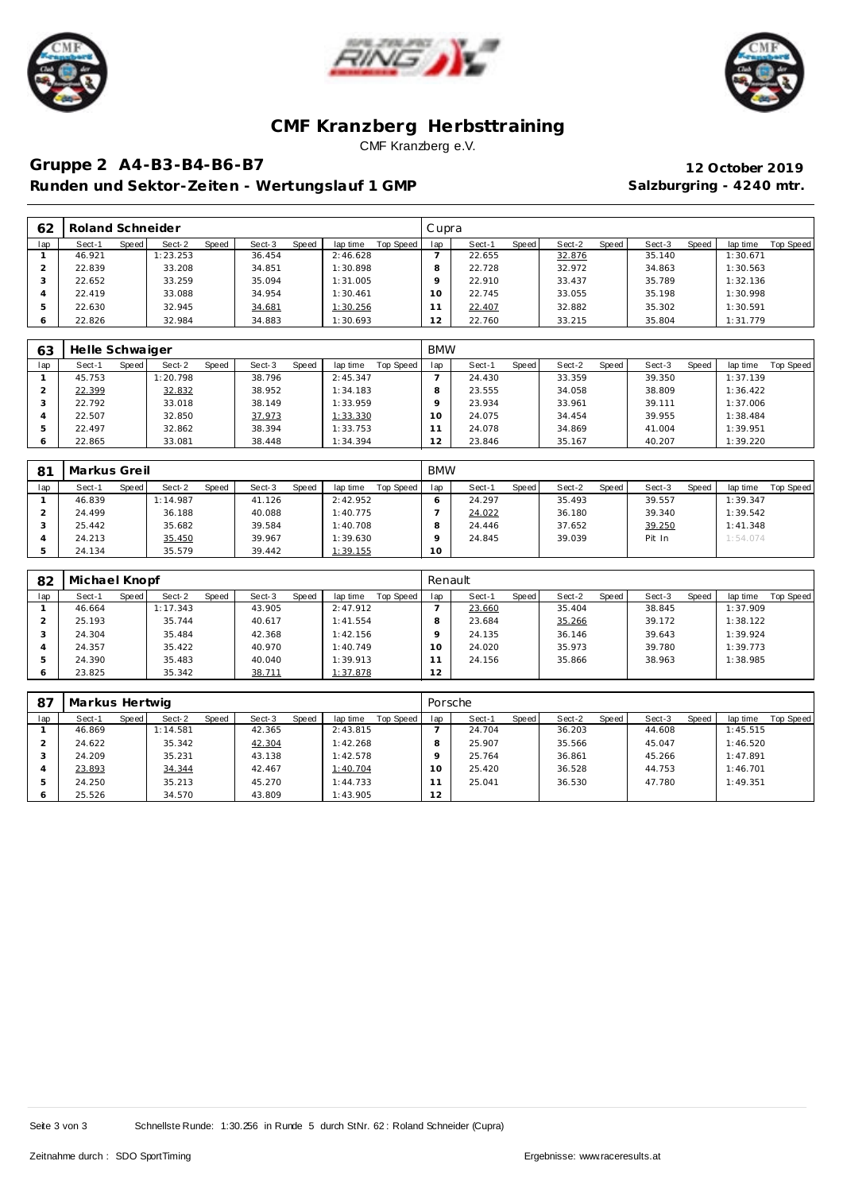# CMF Kranzberg Herbsttraining

CMF Kranzberg e.V.

## Gruppe 2 A4-B3-B4-B6-B7

**12 October 2019**

**Runden und Sektor-Zeiten - Wertungslauf 1 GMP**

**Salzburgring - 4240 mtr.**

| 62 | Roland Schneider | | | | | | | | Cupra | | | | | | | | |
|---|---|---|---|---|---|---|---|---|---|---|---|---|---|---|---|---|---|
| lap | Sect-1 | Speed | Sect-2 | Speed | Sect-3 | Speed | lap time | Top Speed | lap | Sect-1 | Speed | Sect-2 | Speed | Sect-3 | Speed | lap time | Top Speed |
| 1 | 46.921 | | 1:23.253 | | 36.454 | | 2:46.628 | | 7 | 22.655 | | 32.876 | | 35.140 | | 1:30.671 | |
| 2 | 22.839 | | 33.208 | | 34.851 | | 1:30.898 | | 8 | 22.728 | | 32.972 | | 34.863 | | 1:30.563 | |
| 3 | 22.652 | | 33.259 | | 35.094 | | 1:31.005 | | 9 | 22.910 | | 33.437 | | 35.789 | | 1:32.136 | |
| 4 | 22.419 | | 33.088 | | 34.954 | | 1:30.461 | | 10 | 22.745 | | 33.055 | | 35.198 | | 1:30.998 | |
| 5 | 22.630 | | 32.945 | | 34.681 | | 1:30.256 | | 11 | 22.407 | | 32.882 | | 35.302 | | 1:30.591 | |
| 6 | 22.826 | | 32.984 | | 34.883 | | 1:30.693 | | 12 | 22.760 | | 33.215 | | 35.804 | | 1:31.779 | |

| 63 | Helle Schwaiger | | | | | | | | BMW | | | | | | | | |
|---|---|---|---|---|---|---|---|---|---|---|---|---|---|---|---|---|---|
| lap | Sect-1 | Speed | Sect-2 | Speed | Sect-3 | Speed | lap time | Top Speed | lap | Sect-1 | Speed | Sect-2 | Speed | Sect-3 | Speed | lap time | Top Speed |
| 1 | 45.753 | | 1:20.798 | | 38.796 | | 2:45.347 | | 7 | 24.430 | | 33.359 | | 39.350 | | 1:37.139 | |
| 2 | 22.399 | | 32.832 | | 38.952 | | 1:34.183 | | 8 | 23.555 | | 34.058 | | 38.809 | | 1:36.422 | |
| 3 | 22.792 | | 33.018 | | 38.149 | | 1:33.959 | | 9 | 23.934 | | 33.961 | | 39.111 | | 1:37.006 | |
| 4 | 22.507 | | 32.850 | | 37.973 | | 1:33.330 | | 10 | 24.075 | | 34.454 | | 39.955 | | 1:38.484 | |
| 5 | 22.497 | | 32.862 | | 38.394 | | 1:33.753 | | 11 | 24.078 | | 34.869 | | 41.004 | | 1:39.951 | |
| 6 | 22.865 | | 33.081 | | 38.448 | | 1:34.394 | | 12 | 23.846 | | 35.167 | | 40.207 | | 1:39.220 | |

| 81 | Markus Greil | | | | | | | | BMW | | | | | | | | |
|---|---|---|---|---|---|---|---|---|---|---|---|---|---|---|---|---|---|
| lap | Sect-1 | Speed | Sect-2 | Speed | Sect-3 | Speed | lap time | Top Speed | lap | Sect-1 | Speed | Sect-2 | Speed | Sect-3 | Speed | lap time | Top Speed |
| 1 | 46.839 | | 1:14.987 | | 41.126 | | 2:42.952 | | 6 | 24.297 | | 35.493 | | 39.557 | | 1:39.347 | |
| 2 | 24.499 | | 36.188 | | 40.088 | | 1:40.775 | | 7 | 24.022 | | 36.180 | | 39.340 | | 1:39.542 | |
| 3 | 25.442 | | 35.682 | | 39.584 | | 1:40.708 | | 8 | 24.446 | | 37.652 | | 39.250 | | 1:41.348 | |
| 4 | 24.213 | | 35.450 | | 39.967 | | 1:39.630 | | 9 | 24.845 | | 39.039 | | Pit In | | 1:54.074 | |
| 5 | 24.134 | | 35.579 | | 39.442 | | 1:39.155 | | 10 | | | | | | | | |

| 82 | Michael Knopf | | | | | | | | Renault | | | | | | | | |
|---|---|---|---|---|---|---|---|---|---|---|---|---|---|---|---|---|---|
| lap | Sect-1 | Speed | Sect-2 | Speed | Sect-3 | Speed | lap time | Top Speed | lap | Sect-1 | Speed | Sect-2 | Speed | Sect-3 | Speed | lap time | Top Speed |
| 1 | 46.664 | | 1:17.343 | | 43.905 | | 2:47.912 | | 7 | 23.660 | | 35.404 | | 38.845 | | 1:37.909 | |
| 2 | 25.193 | | 35.744 | | 40.617 | | 1:41.554 | | 8 | 23.684 | | 35.266 | | 39.172 | | 1:38.122 | |
| 3 | 24.304 | | 35.484 | | 42.368 | | 1:42.156 | | 9 | 24.135 | | 36.146 | | 39.643 | | 1:39.924 | |
| 4 | 24.357 | | 35.422 | | 40.970 | | 1:40.749 | | 10 | 24.020 | | 35.973 | | 39.780 | | 1:39.773 | |
| 5 | 24.390 | | 35.483 | | 40.040 | | 1:39.913 | | 11 | 24.156 | | 35.866 | | 38.963 | | 1:38.985 | |
| 6 | 23.825 | | 35.342 | | 38.711 | | 1:37.878 | | 12 | | | | | | | | |

| 87 | Markus Hertwig | | | | | | | | Porsche | | | | | | | | |
|---|---|---|---|---|---|---|---|---|---|---|---|---|---|---|---|---|---|
| lap | Sect-1 | Speed | Sect-2 | Speed | Sect-3 | Speed | lap time | Top Speed | lap | Sect-1 | Speed | Sect-2 | Speed | Sect-3 | Speed | lap time | Top Speed |
| 1 | 46.869 | | 1:14.581 | | 42.365 | | 2:43.815 | | 7 | 24.704 | | 36.203 | | 44.608 | | 1:45.515 | |
| 2 | 24.622 | | 35.342 | | 42.304 | | 1:42.268 | | 8 | 25.907 | | 35.566 | | 45.047 | | 1:46.520 | |
| 3 | 24.209 | | 35.231 | | 43.138 | | 1:42.578 | | 9 | 25.764 | | 36.861 | | 45.266 | | 1:47.891 | |
| 4 | 23.893 | | 34.344 | | 42.467 | | 1:40.704 | | 10 | 25.420 | | 36.528 | | 44.753 | | 1:46.701 | |
| 5 | 24.250 | | 35.213 | | 45.270 | | 1:44.733 | | 11 | 25.041 | | 36.530 | | 47.780 | | 1:49.351 | |
| 6 | 25.526 | | 34.570 | | 43.809 | | 1:43.905 | | 12 | | | | | | | | |

Schnellste Runde: 1:30.256 in Runde 5 durch StNr. 62 : Roland Schneider (Cupra)

Zeitnahme durch : SDO SportTiming

Ergebnisse: www.raceresults.at